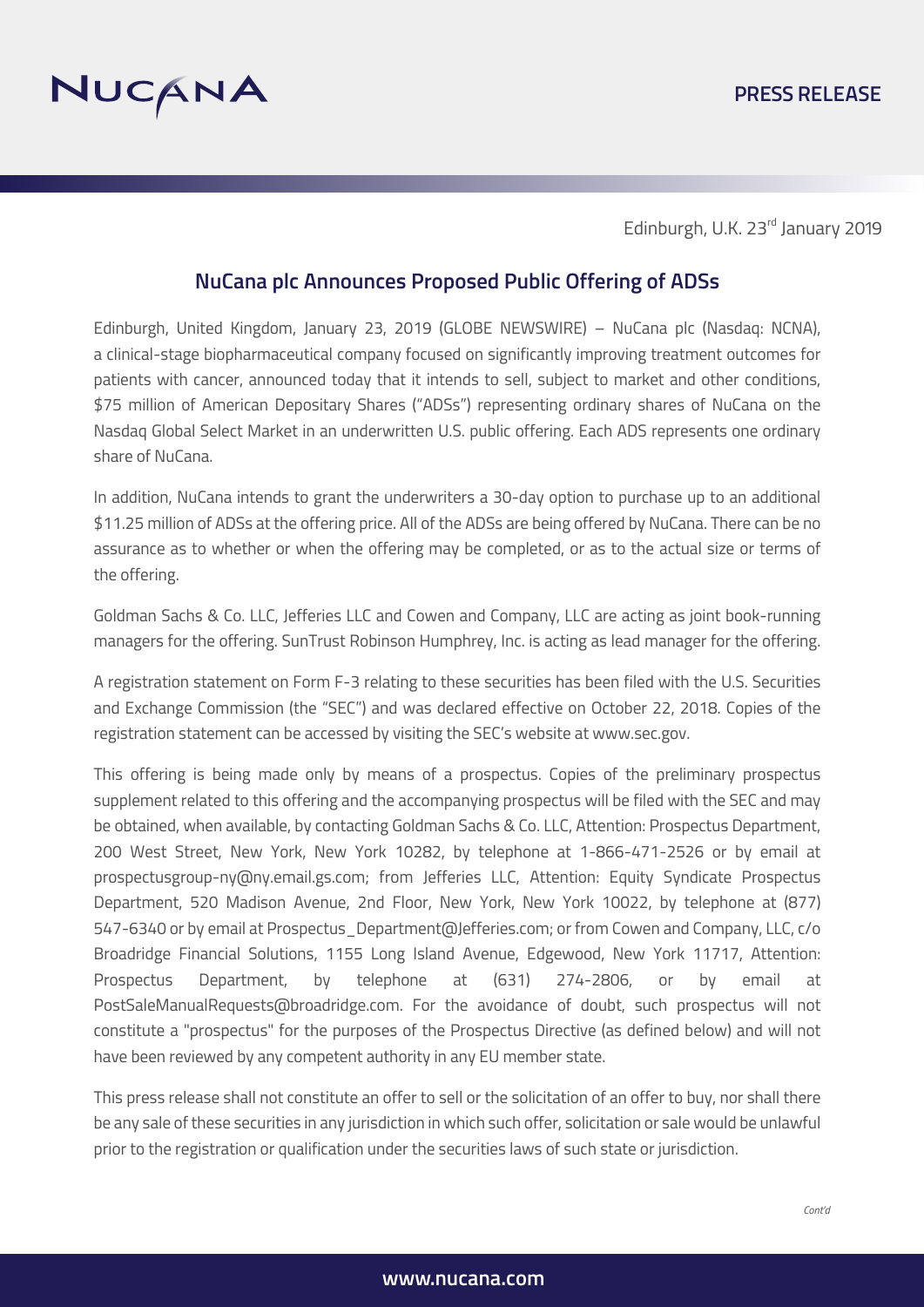Edinburgh, U.K. 23rd January 2019

## NuCana plc Announces Proposed Public Offering of ADSs

Edinburgh, United Kingdom, January 23, 2019 (GLOBE NEWSWIRE) – NuCana plc (Nasdaq: NCNA), a clinical-stage biopharmaceutical company focused on significantly improving treatment outcomes for patients with cancer, announced today that it intends to sell, subject to market and other conditions, $75 million of American Depositary Shares ("ADSs") representing ordinary shares of NuCana on the Nasdaq Global Select Market in an underwritten U.S. public offering. Each ADS represents one ordinary share of NuCana.

In addition, NuCana intends to grant the underwriters a 30-day option to purchase up to an additional $11.25 million of ADSs at the offering price. All of the ADSs are being offered by NuCana. There can be no assurance as to whether or when the offering may be completed, or as to the actual size or terms of the offering.

Goldman Sachs & Co. LLC, Jefferies LLC and Cowen and Company, LLC are acting as joint book-running managers for the offering. SunTrust Robinson Humphrey, Inc. is acting as lead manager for the offering.

A registration statement on Form F-3 relating to these securities has been filed with the U.S. Securities and Exchange Commission (the "SEC") and was declared effective on October 22, 2018. Copies of the registration statement can be accessed by visiting the SEC's website at www.sec.gov.

This offering is being made only by means of a prospectus. Copies of the preliminary prospectus supplement related to this offering and the accompanying prospectus will be filed with the SEC and may be obtained, when available, by contacting Goldman Sachs & Co. LLC, Attention: Prospectus Department, 200 West Street, New York, New York 10282, by telephone at 1-866-471-2526 or by email at prospectusgroup-ny@ny.email.gs.com; from Jefferies LLC, Attention: Equity Syndicate Prospectus Department, 520 Madison Avenue, 2nd Floor, New York, New York 10022, by telephone at (877) 547-6340 or by email at Prospectus_Department@Jefferies.com; or from Cowen and Company, LLC, c/o Broadridge Financial Solutions, 1155 Long Island Avenue, Edgewood, New York 11717, Attention: Prospectus Department, by telephone at (631) 274-2806, or by email at PostSaleManualRequests@broadridge.com. For the avoidance of doubt, such prospectus will not constitute a "prospectus" for the purposes of the Prospectus Directive (as defined below) and will not have been reviewed by any competent authority in any EU member state.

This press release shall not constitute an offer to sell or the solicitation of an offer to buy, nor shall there be any sale of these securities in any jurisdiction in which such offer, solicitation or sale would be unlawful prior to the registration or qualification under the securities laws of such state or jurisdiction.

*Cont'd*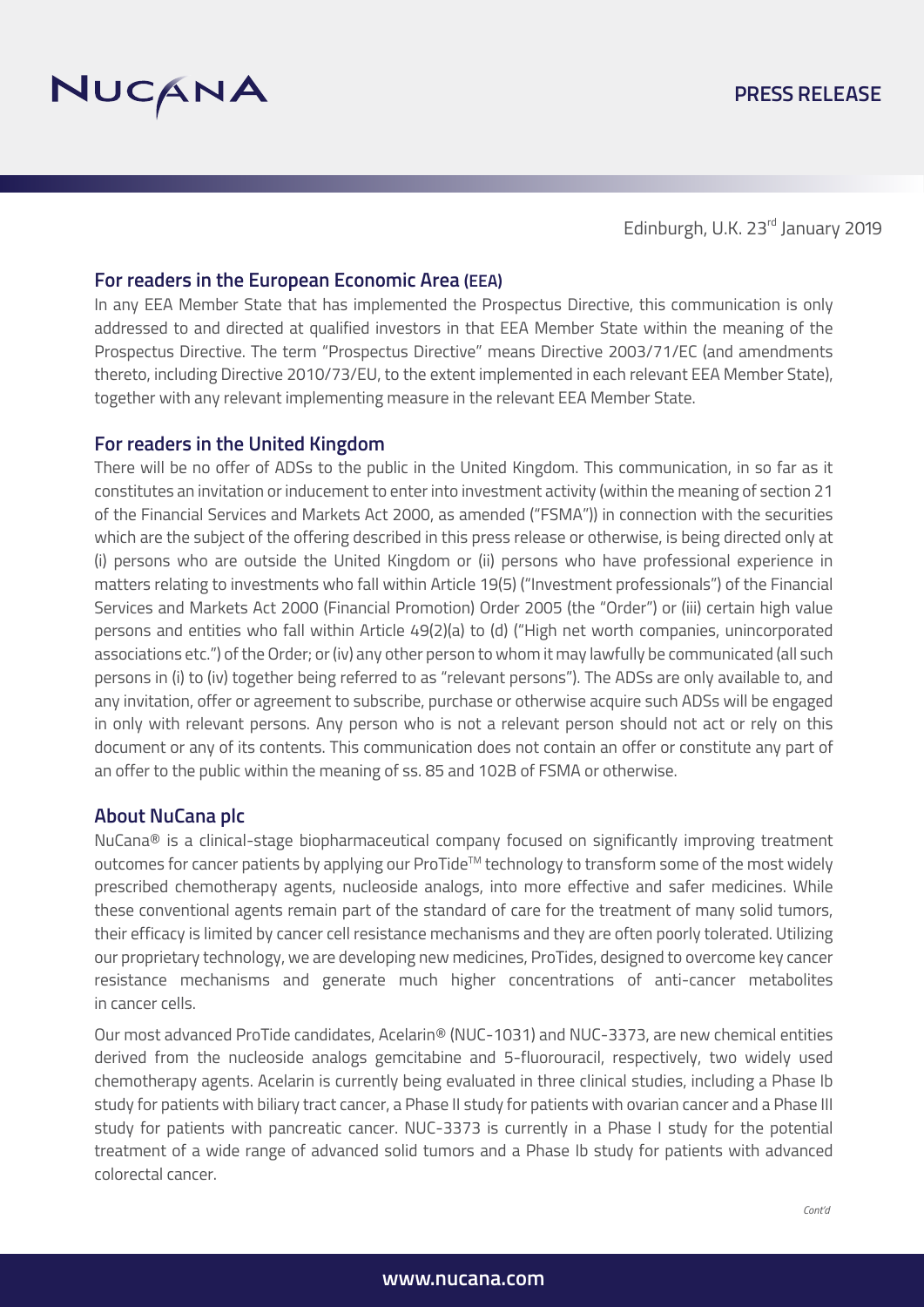Edinburgh, U.K. 23rd January 2019

## For readers in the European Economic Area (EEA)

In any EEA Member State that has implemented the Prospectus Directive, this communication is only addressed to and directed at qualified investors in that EEA Member State within the meaning of the Prospectus Directive. The term "Prospectus Directive" means Directive 2003/71/EC (and amendments thereto, including Directive 2010/73/EU, to the extent implemented in each relevant EEA Member State), together with any relevant implementing measure in the relevant EEA Member State.

## For readers in the United Kingdom

There will be no offer of ADSs to the public in the United Kingdom. This communication, in so far as it constitutes an invitation or inducement to enter into investment activity (within the meaning of section 21 of the Financial Services and Markets Act 2000, as amended ("FSMA")) in connection with the securities which are the subject of the offering described in this press release or otherwise, is being directed only at (i) persons who are outside the United Kingdom or (ii) persons who have professional experience in matters relating to investments who fall within Article 19(5) ("Investment professionals") of the Financial Services and Markets Act 2000 (Financial Promotion) Order 2005 (the "Order") or (iii) certain high value persons and entities who fall within Article 49(2)(a) to (d) ("High net worth companies, unincorporated associations etc.") of the Order; or (iv) any other person to whom it may lawfully be communicated (all such persons in (i) to (iv) together being referred to as "relevant persons"). The ADSs are only available to, and any invitation, offer or agreement to subscribe, purchase or otherwise acquire such ADSs will be engaged in only with relevant persons. Any person who is not a relevant person should not act or rely on this document or any of its contents. This communication does not contain an offer or constitute any part of an offer to the public within the meaning of ss. 85 and 102B of FSMA or otherwise.

## About NuCana plc

NuCana® is a clinical-stage biopharmaceutical company focused on significantly improving treatment outcomes for cancer patients by applying our ProTide™ technology to transform some of the most widely prescribed chemotherapy agents, nucleoside analogs, into more effective and safer medicines. While these conventional agents remain part of the standard of care for the treatment of many solid tumors, their efficacy is limited by cancer cell resistance mechanisms and they are often poorly tolerated. Utilizing our proprietary technology, we are developing new medicines, ProTides, designed to overcome key cancer resistance mechanisms and generate much higher concentrations of anti-cancer metabolites in cancer cells.

Our most advanced ProTide candidates, Acelarin® (NUC-1031) and NUC-3373, are new chemical entities derived from the nucleoside analogs gemcitabine and 5-fluorouracil, respectively, two widely used chemotherapy agents. Acelarin is currently being evaluated in three clinical studies, including a Phase Ib study for patients with biliary tract cancer, a Phase II study for patients with ovarian cancer and a Phase III study for patients with pancreatic cancer. NUC-3373 is currently in a Phase I study for the potential treatment of a wide range of advanced solid tumors and a Phase Ib study for patients with advanced colorectal cancer.

*Cont'd*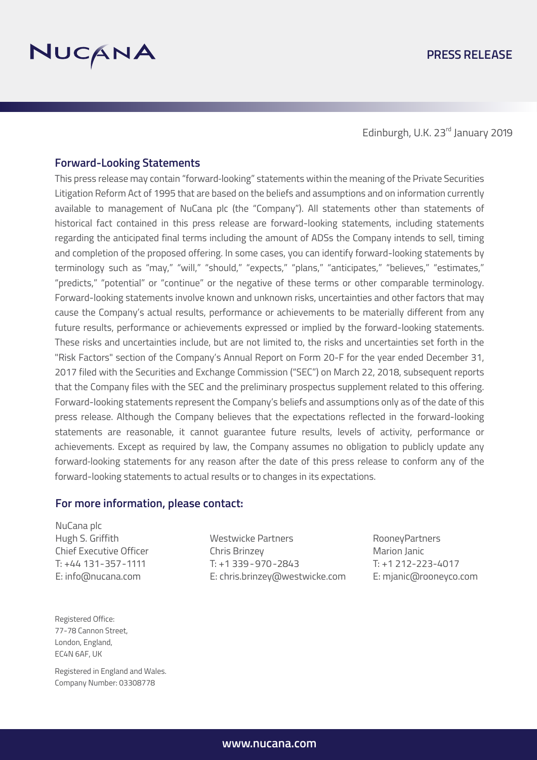Edinburgh, U.K. 23rd January 2019

## Forward-Looking Statements

This press release may contain "forward-looking" statements within the meaning of the Private Securities Litigation Reform Act of 1995 that are based on the beliefs and assumptions and on information currently available to management of NuCana plc (the "Company"). All statements other than statements of historical fact contained in this press release are forward-looking statements, including statements regarding the anticipated final terms including the amount of ADSs the Company intends to sell, timing and completion of the proposed offering. In some cases, you can identify forward-looking statements by terminology such as "may," "will," "should," "expects," "plans," "anticipates," "believes," "estimates," "predicts," "potential" or "continue" or the negative of these terms or other comparable terminology. Forward-looking statements involve known and unknown risks, uncertainties and other factors that may cause the Company's actual results, performance or achievements to be materially different from any future results, performance or achievements expressed or implied by the forward-looking statements. These risks and uncertainties include, but are not limited to, the risks and uncertainties set forth in the "Risk Factors" section of the Company's Annual Report on Form 20-F for the year ended December 31, 2017 filed with the Securities and Exchange Commission ("SEC") on March 22, 2018, subsequent reports that the Company files with the SEC and the preliminary prospectus supplement related to this offering. Forward-looking statements represent the Company's beliefs and assumptions only as of the date of this press release. Although the Company believes that the expectations reflected in the forward-looking statements are reasonable, it cannot guarantee future results, levels of activity, performance or achievements. Except as required by law, the Company assumes no obligation to publicly update any forward-looking statements for any reason after the date of this press release to conform any of the forward-looking statements to actual results or to changes in its expectations.

## For more information, please contact:

NuCana plc
Hugh S. Griffith
Chief Executive Officer
T: +44 131-357-1111
E: info@nucana.com

Westwicke Partners
Chris Brinzey
T: +1 339-970-2843
E: chris.brinzey@westwicke.com

RooneyPartners
Marion Janic
T: +1 212-223-4017
E: mjanic@rooneyco.com

Registered Office:
77-78 Cannon Street,
London, England,
EC4N 6AF, UK

Registered in England and Wales.
Company Number: 03308778